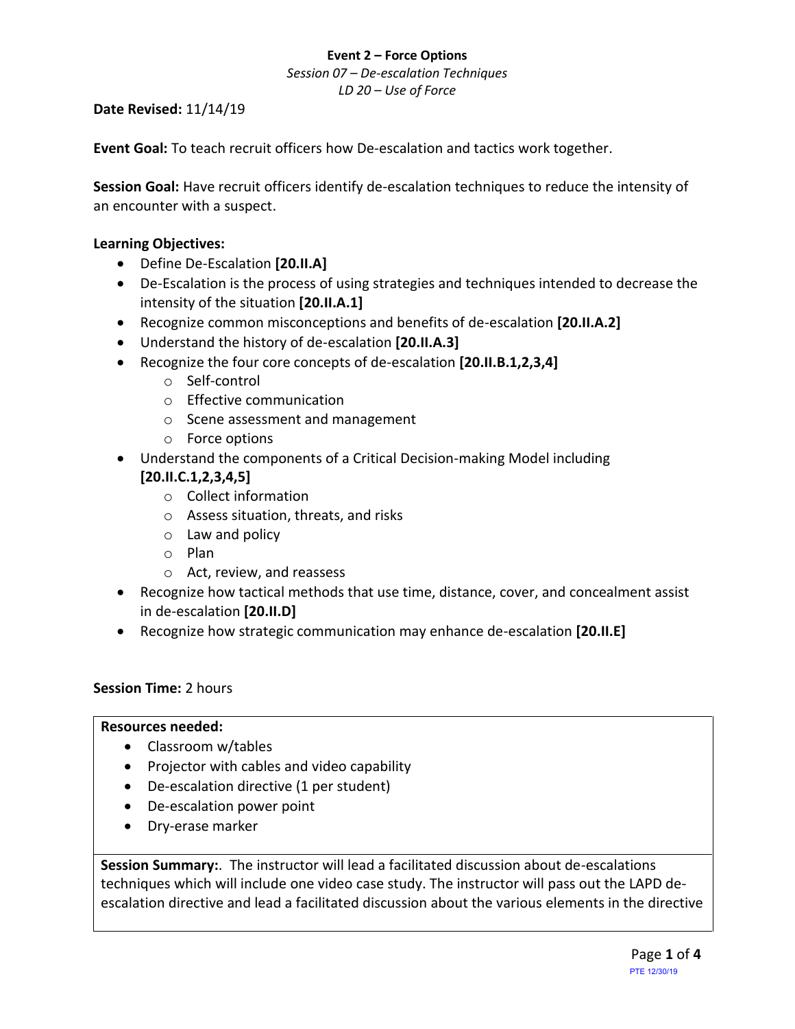**Event 2 – Force Options**

*Session 07 – De-escalation Techniques*

*LD 20 – Use of Force*

**Date Revised:** 11/14/19

**Event Goal:** To teach recruit officers how De-escalation and tactics work together.

**Session Goal:** Have recruit officers identify de-escalation techniques to reduce the intensity of an encounter with a suspect.

**Learning Objectives:**

- Define De-Escalation **[20.II.A]**
- De-Escalation is the process of using strategies and techniques intended to decrease the intensity of the situation **[20.II.A.1]**
- Recognize common misconceptions and benefits of de-escalation **[20.II.A.2]**
- Understand the history of de-escalation **[20.II.A.3]**
- Recognize the four core concepts of de-escalation **[20.II.B.1,2,3,4]**
    - Self-control
    - Effective communication
    - Scene assessment and management
    - Force options
- Understand the components of a Critical Decision-making Model including **[20.II.C.1,2,3,4,5]**
    - Collect information
    - Assess situation, threats, and risks
    - Law and policy
    - Plan
    - Act, review, and reassess
- Recognize how tactical methods that use time, distance, cover, and concealment assist in de-escalation **[20.II.D]**
- Recognize how strategic communication may enhance de-escalation **[20.II.E]**

**Session Time:** 2 hours

**Resources needed:**

- Classroom w/tables
- Projector with cables and video capability
- De-escalation directive (1 per student)
- De-escalation power point
- Dry-erase marker

**Session Summary:**. The instructor will lead a facilitated discussion about de-escalations techniques which will include one video case study. The instructor will pass out the LAPD de-escalation directive and lead a facilitated discussion about the various elements in the directive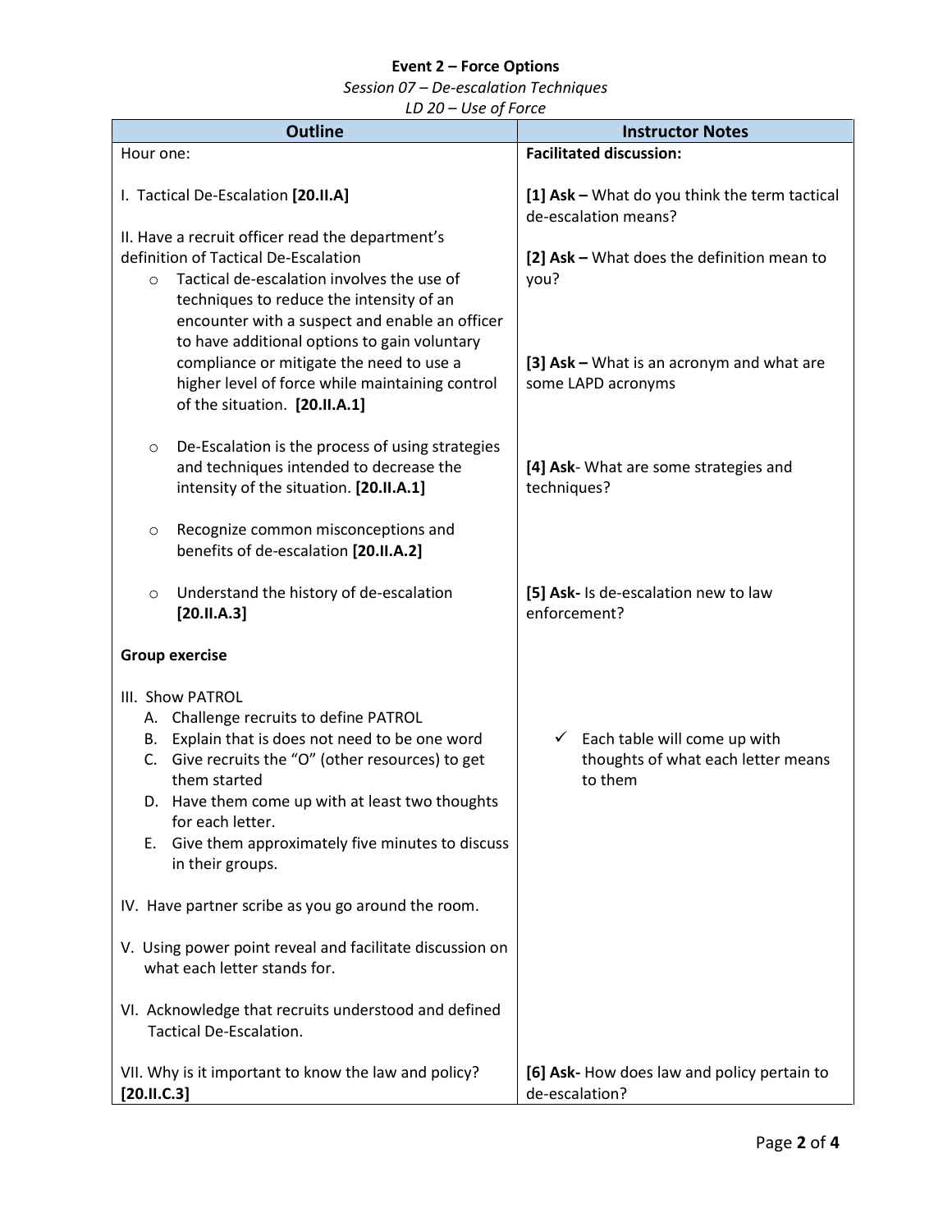**Event 2 – Force Options**

*Session 07 – De-escalation Techniques*

*LD 20 – Use of Force*

| Outline | Instructor Notes |
|---|---|
| Hour one: | **Facilitated discussion:** |
| I. Tactical De-Escalation **[20.II.A]** | **[1] Ask –** What do you think the term tactical de-escalation means? |
| II. Have a recruit officer read the department's definition of Tactical De-Escalation<br>○ Tactical de-escalation involves the use of techniques to reduce the intensity of an encounter with a suspect and enable an officer to have additional options to gain voluntary compliance or mitigate the need to use a higher level of force while maintaining control of the situation. **[20.II.A.1]** | **[2] Ask –** What does the definition mean to you?<br><br>**[3] Ask –** What is an acronym and what are some LAPD acronyms |
| ○ De-Escalation is the process of using strategies and techniques intended to decrease the intensity of the situation. **[20.II.A.1]** | **[4] Ask**- What are some strategies and techniques? |
| ○ Recognize common misconceptions and benefits of de-escalation **[20.II.A.2]** | |
| ○ Understand the history of de-escalation **[20.II.A.3]** | **[5] Ask-** Is de-escalation new to law enforcement? |
| **Group exercise** | |
| III. Show PATROL<br>A. Challenge recruits to define PATROL<br>B. Explain that is does not need to be one word<br>C. Give recruits the "O" (other resources) to get them started<br>D. Have them come up with at least two thoughts for each letter.<br>E. Give them approximately five minutes to discuss in their groups. | ✓ Each table will come up with thoughts of what each letter means to them |
| IV. Have partner scribe as you go around the room. | |
| V. Using power point reveal and facilitate discussion on what each letter stands for. | |
| VI. Acknowledge that recruits understood and defined Tactical De-Escalation. | |
| VII. Why is it important to know the law and policy? **[20.II.C.3]** | **[6] Ask-** How does law and policy pertain to de-escalation? |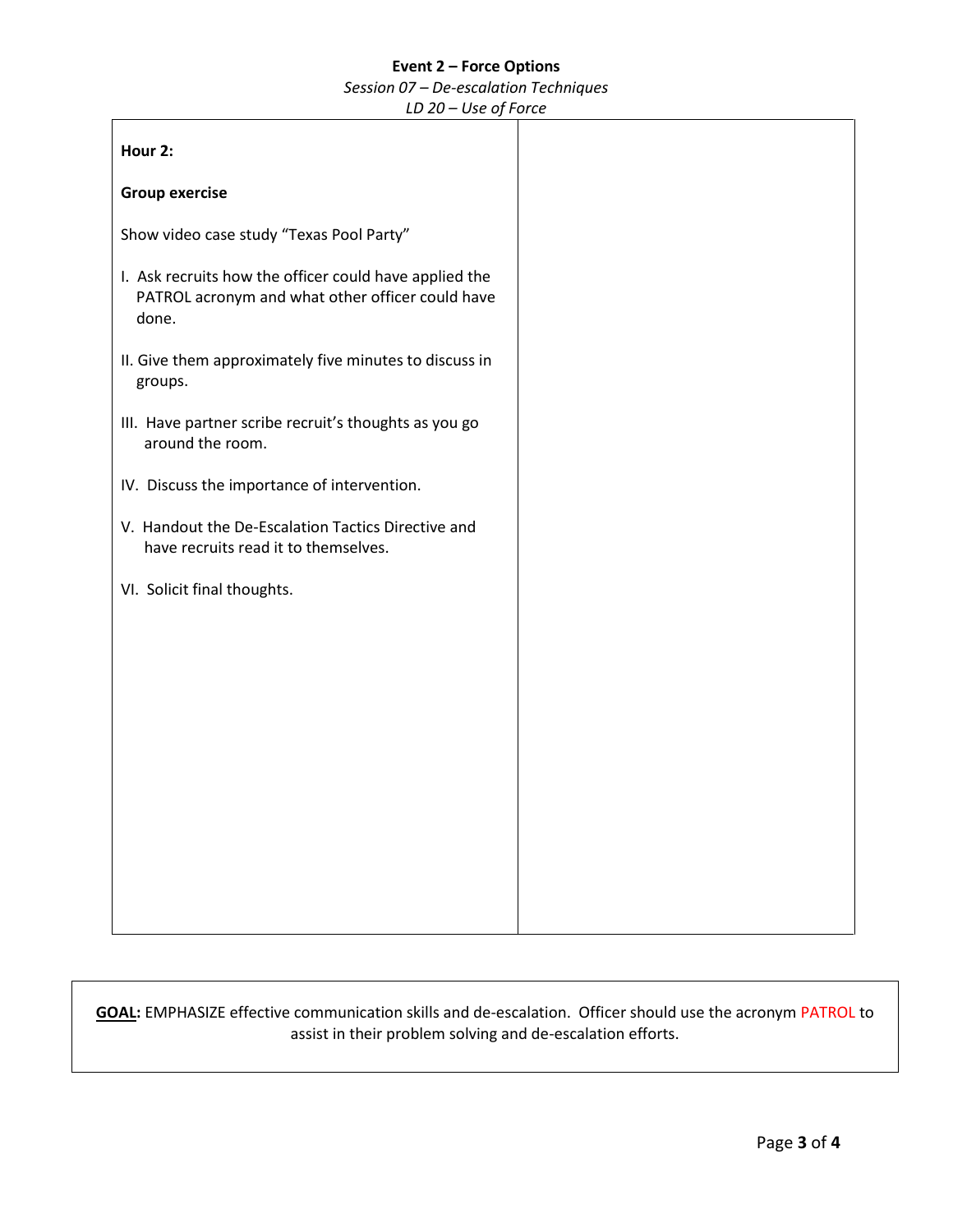**Event 2 – Force Options**

*Session 07 – De-escalation Techniques*

*LD 20 – Use of Force*

| | |
|---|---|
| **Hour 2:**<br><br>**Group exercise**<br><br>Show video case study "Texas Pool Party"<br><br>I. Ask recruits how the officer could have applied the PATROL acronym and what other officer could have done.<br><br>II. Give them approximately five minutes to discuss in groups.<br><br>III. Have partner scribe recruit's thoughts as you go around the room.<br><br>IV. Discuss the importance of intervention.<br><br>V. Handout the De-Escalation Tactics Directive and have recruits read it to themselves.<br><br>VI. Solicit final thoughts. | |

**GOAL:** EMPHASIZE effective communication skills and de-escalation. Officer should use the acronym PATROL to assist in their problem solving and de-escalation efforts.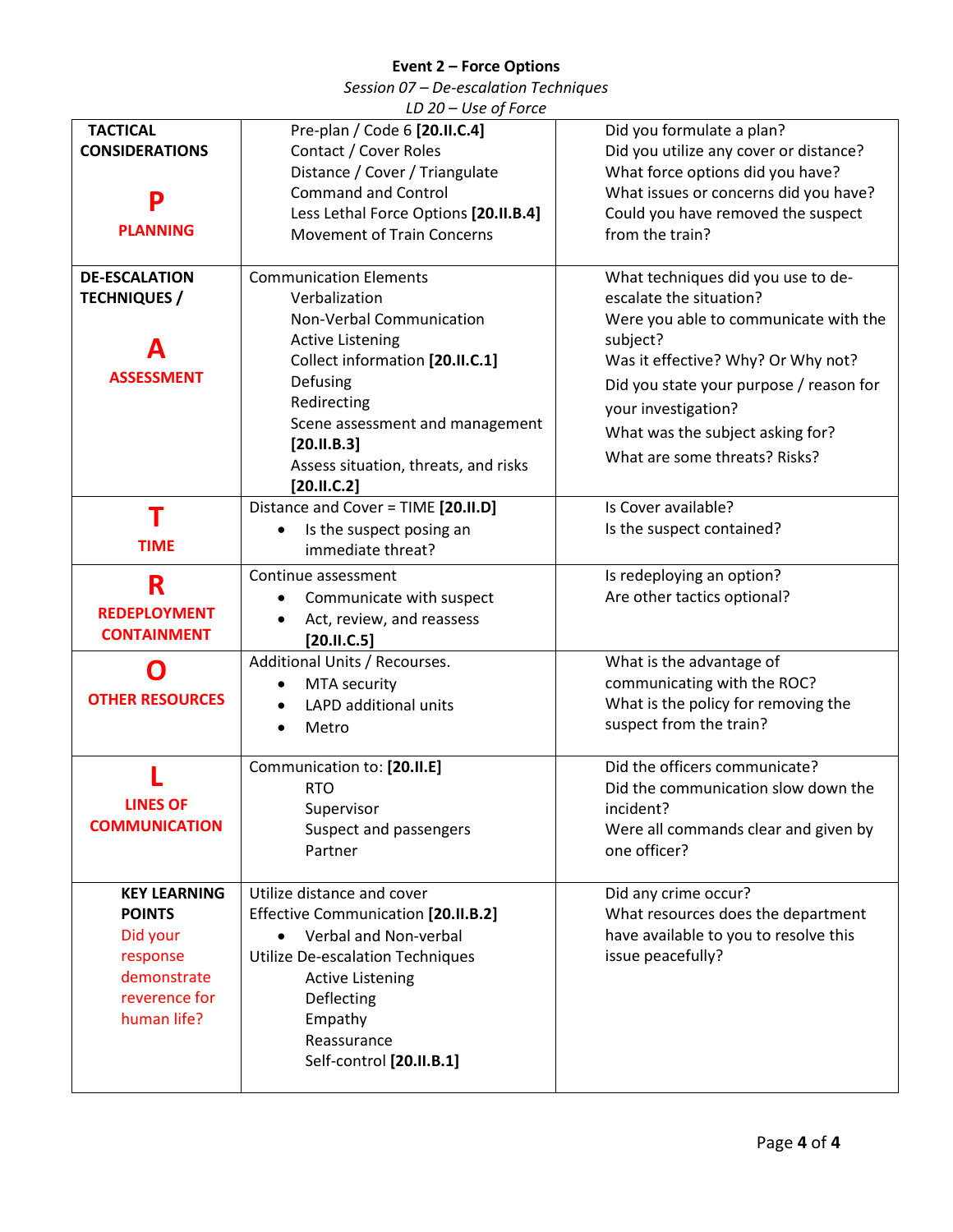**Event 2 – Force Options**

*Session 07 – De-escalation Techniques*

*LD 20 – Use of Force*

| | | |
|---|---|---|
| **TACTICAL CONSIDERATIONS**<br><br>**P**<br>**PLANNING** | Pre-plan / Code 6 **[20.II.C.4]**<br>Contact / Cover Roles<br>Distance / Cover / Triangulate<br>Command and Control<br>Less Lethal Force Options **[20.II.B.4]**<br>Movement of Train Concerns | Did you formulate a plan?<br>Did you utilize any cover or distance?<br>What force options did you have?<br>What issues or concerns did you have?<br>Could you have removed the suspect from the train? |
| **DE-ESCALATION TECHNIQUES /**<br><br>**A**<br>**ASSESSMENT** | Communication Elements<br>Verbalization<br>Non-Verbal Communication<br>Active Listening<br>Collect information **[20.II.C.1]**<br>Defusing<br>Redirecting<br>Scene assessment and management **[20.II.B.3]**<br>Assess situation, threats, and risks **[20.II.C.2]** | What techniques did you use to de-escalate the situation?<br>Were you able to communicate with the subject?<br>Was it effective? Why? Or Why not?<br>Did you state your purpose / reason for your investigation?<br>What was the subject asking for?<br>What are some threats? Risks? |
| **T**<br>**TIME** | Distance and Cover = TIME **[20.II.D]**<br>• Is the suspect posing an immediate threat? | Is Cover available?<br>Is the suspect contained? |
| **R**<br>**REDEPLOYMENT CONTAINMENT** | Continue assessment<br>• Communicate with suspect<br>• Act, review, and reassess **[20.II.C.5]** | Is redeploying an option?<br>Are other tactics optional? |
| **O**<br>**OTHER RESOURCES** | Additional Units / Recourses.<br>• MTA security<br>• LAPD additional units<br>• Metro | What is the advantage of communicating with the ROC?<br>What is the policy for removing the suspect from the train? |
| **L**<br>**LINES OF COMMUNICATION** | Communication to: **[20.II.E]**<br>RTO<br>Supervisor<br>Suspect and passengers<br>Partner | Did the officers communicate?<br>Did the communication slow down the incident?<br>Were all commands clear and given by one officer? |
| **KEY LEARNING POINTS**<br>Did your response demonstrate reverence for human life? | Utilize distance and cover<br>Effective Communication **[20.II.B.2]**<br>• Verbal and Non-verbal<br>Utilize De-escalation Techniques<br>Active Listening<br>Deflecting<br>Empathy<br>Reassurance<br>Self-control **[20.II.B.1]** | Did any crime occur?<br>What resources does the department have available to you to resolve this issue peacefully? |